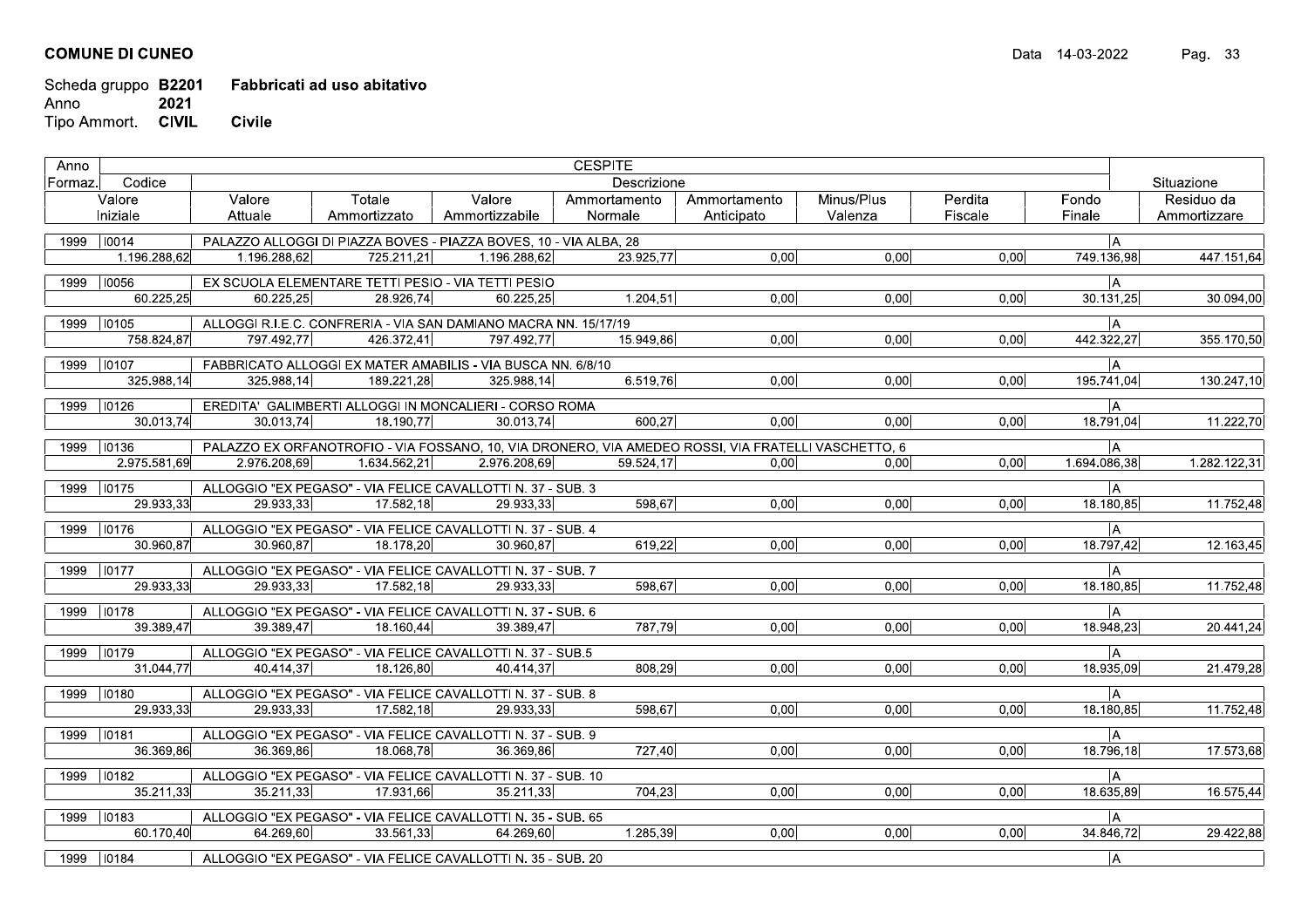**COMUNE DI CUNEO**

Data 14-03-2022

Scheda gruppo **B2201** Fabbricati ad uso abitativo
Anno **2021**
Tipo Ammort. **CIVIL** Civile

| Anno Formaz. | Codice | CESPITE Descrizione | | | | | | | | Situazione |
|---|---|---|---|---|---|---|---|---|---|---|
| Valore Iniziale | | Valore Attuale | Totale Ammortizzato | Valore Ammortizzabile | Ammortamento Normale | Ammortamento Anticipato | Minus/Plus Valenza | Perdita Fiscale | Fondo Finale | Residuo da Ammortizzare |
| 1999 | I0014 | PALAZZO ALLOGGI DI PIAZZA BOVES - PIAZZA BOVES, 10 - VIA ALBA, 28 | | | | | | | | A |
| 1.196.288,62 | | 1.196.288,62 | 725.211,21 | 1.196.288,62 | 23.925,77 | 0,00 | 0,00 | 0,00 | 749.136,98 | 447.151,64 |
| 1999 | I0056 | EX SCUOLA ELEMENTARE TETTI PESIO - VIA TETTI PESIO | | | | | | | | A |
| 60.225,25 | | 60.225,25 | 28.926,74 | 60.225,25 | 1.204,51 | 0,00 | 0,00 | 0,00 | 30.131,25 | 30.094,00 |
| 1999 | I0105 | ALLOGGI R.I.E.C. CONFRERIA - VIA SAN DAMIANO MACRA NN. 15/17/19 | | | | | | | | A |
| 758.824,87 | | 797.492,77 | 426.372,41 | 797.492,77 | 15.949,86 | 0,00 | 0,00 | 0,00 | 442.322,27 | 355.170,50 |
| 1999 | I0107 | FABBRICATO ALLOGGI EX MATER AMABILIS - VIA BUSCA NN. 6/8/10 | | | | | | | | A |
| 325.988,14 | | 325.988,14 | 189.221,28 | 325.988,14 | 6.519,76 | 0,00 | 0,00 | 0,00 | 195.741,04 | 130.247,10 |
| 1999 | I0126 | EREDITA' GALIMBERTI ALLOGGI IN MONCALIERI - CORSO ROMA | | | | | | | | A |
| 30.013,74 | | 30.013,74 | 18.190,77 | 30.013,74 | 600,27 | 0,00 | 0,00 | 0,00 | 18.791,04 | 11.222,70 |
| 1999 | I0136 | PALAZZO EX ORFANOTROFIO - VIA FOSSANO, 10, VIA DRONERO, VIA AMEDEO ROSSI, VIA FRATELLI VASCHETTO, 6 | | | | | | | | A |
| 2.975.581,69 | | 2.976.208,69 | 1.634.562,21 | 2.976.208,69 | 59.524,17 | 0,00 | 0,00 | 0,00 | 1.694.086,38 | 1.282.122,31 |
| 1999 | I0175 | ALLOGGIO "EX PEGASO" - VIA FELICE CAVALLOTTI N. 37 - SUB. 3 | | | | | | | | A |
| 29.933,33 | | 29.933,33 | 17.582,18 | 29.933,33 | 598,67 | 0,00 | 0,00 | 0,00 | 18.180,85 | 11.752,48 |
| 1999 | I0176 | ALLOGGIO "EX PEGASO" - VIA FELICE CAVALLOTTI N. 37 - SUB. 4 | | | | | | | | A |
| 30.960,87 | | 30.960,87 | 18.178,20 | 30.960,87 | 619,22 | 0,00 | 0,00 | 0,00 | 18.797,42 | 12.163,45 |
| 1999 | I0177 | ALLOGGIO "EX PEGASO" - VIA FELICE CAVALLOTTI N. 37 - SUB. 7 | | | | | | | | A |
| 29.933,33 | | 29.933,33 | 17.582,18 | 29.933,33 | 598,67 | 0,00 | 0,00 | 0,00 | 18.180,85 | 11.752,48 |
| 1999 | I0178 | ALLOGGIO "EX PEGASO" - VIA FELICE CAVALLOTTI N. 37 - SUB. 6 | | | | | | | | A |
| 39.389,47 | | 39.389,47 | 18.160,44 | 39.389,47 | 787,79 | 0,00 | 0,00 | 0,00 | 18.948,23 | 20.441,24 |
| 1999 | I0179 | ALLOGGIO "EX PEGASO" - VIA FELICE CAVALLOTTI N. 37 - SUB.5 | | | | | | | | A |
| 31.044,77 | | 40.414,37 | 18.126,80 | 40.414,37 | 808,29 | 0,00 | 0,00 | 0,00 | 18.935,09 | 21.479,28 |
| 1999 | I0180 | ALLOGGIO "EX PEGASO" - VIA FELICE CAVALLOTTI N. 37 - SUB. 8 | | | | | | | | A |
| 29.933,33 | | 29.933,33 | 17.582,18 | 29.933,33 | 598,67 | 0,00 | 0,00 | 0,00 | 18.180,85 | 11.752,48 |
| 1999 | I0181 | ALLOGGIO "EX PEGASO" - VIA FELICE CAVALLOTTI N. 37 - SUB. 9 | | | | | | | | A |
| 36.369,86 | | 36.369,86 | 18.068,78 | 36.369,86 | 727,40 | 0,00 | 0,00 | 0,00 | 18.796,18 | 17.573,68 |
| 1999 | I0182 | ALLOGGIO "EX PEGASO" - VIA FELICE CAVALLOTTI N. 37 - SUB. 10 | | | | | | | | A |
| 35.211,33 | | 35.211,33 | 17.931,66 | 35.211,33 | 704,23 | 0,00 | 0,00 | 0,00 | 18.635,89 | 16.575,44 |
| 1999 | I0183 | ALLOGGIO "EX PEGASO" - VIA FELICE CAVALLOTTI N. 35 - SUB. 65 | | | | | | | | A |
| 60.170,40 | | 64.269,60 | 33.561,33 | 64.269,60 | 1.285,39 | 0,00 | 0,00 | 0,00 | 34.846,72 | 29.422,88 |
| 1999 | I0184 | ALLOGGIO "EX PEGASO" - VIA FELICE CAVALLOTTI N. 35 - SUB. 20 | | | | | | | | A |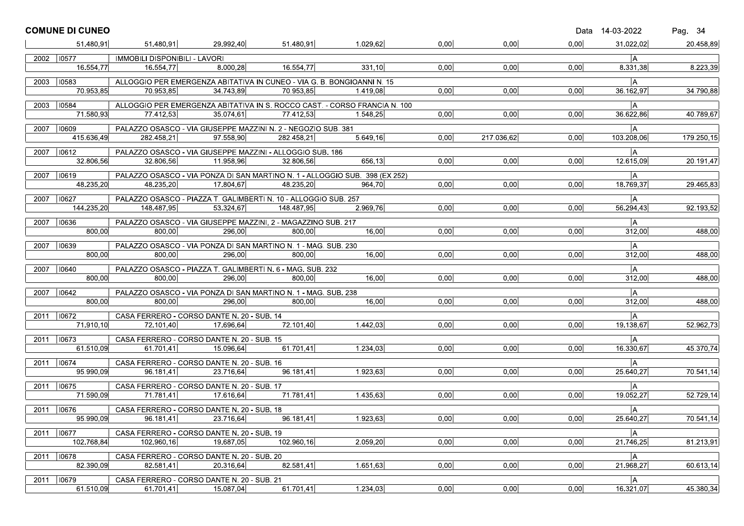**COMUNE DI CUNEO** Data 14-03-2022

| | | | | | | | | | |
|---|---|---|---|---|---|---|---|---|---|
| 51.480,91 | 51.480,91 | 29.992,40 | 51.480,91 | 1.029,62 | 0,00 | 0,00 | 0,00 | 31.022,02 | 20.458,89 |
| 2002 I0577 | IMMOBILI DISPONIBILI - LAVORI | | | | | | | A | |
| 16.554,77 | 16.554,77 | 8.000,28 | 16.554,77 | 331,10 | 0,00 | 0,00 | 0,00 | 8.331,38 | 8.223,39 |
| 2003 I0583 | ALLOGGIO PER EMERGENZA ABITATIVA IN CUNEO - VIA G. B. BONGIOANNI N. 15 | | | | | | | A | |
| 70.953,85 | 70.953,85 | 34.743,89 | 70.953,85 | 1.419,08 | 0,00 | 0,00 | 0,00 | 36.162,97 | 34.790,88 |
| 2003 I0584 | ALLOGGIO PER EMERGENZA ABITATIVA IN S. ROCCO CAST. - CORSO FRANCIA N. 100 | | | | | | | A | |
| 71.580,93 | 77.412,53 | 35.074,61 | 77.412,53 | 1.548,25 | 0,00 | 0,00 | 0,00 | 36.622,86 | 40.789,67 |
| 2007 I0609 | PALAZZO OSASCO - VIA GIUSEPPE MAZZINI N. 2 - NEGOZIO SUB. 381 | | | | | | | A | |
| 415.636,49 | 282.458,21 | 97.558,90 | 282.458,21 | 5.649,16 | 0,00 | 217.036,62 | 0,00 | 103.208,06 | 179.250,15 |
| 2007 I0612 | PALAZZO OSASCO - VIA GIUSEPPE MAZZINI - ALLOGGIO SUB. 186 | | | | | | | A | |
| 32.806,56 | 32.806,56 | 11.958,96 | 32.806,56 | 656,13 | 0,00 | 0,00 | 0,00 | 12.615,09 | 20.191,47 |
| 2007 I0619 | PALAZZO OSASCO - VIA PONZA DI SAN MARTINO N. 1 - ALLOGGIO SUB. 398 (EX 252) | | | | | | | A | |
| 48.235,20 | 48.235,20 | 17.804,67 | 48.235,20 | 964,70 | 0,00 | 0,00 | 0,00 | 18.769,37 | 29.465,83 |
| 2007 I0627 | PALAZZO OSASCO - PIAZZA T. GALIMBERTI N. 10 - ALLOGGIO SUB. 257 | | | | | | | A | |
| 144.235,20 | 148.487,95 | 53.324,67 | 148.487,95 | 2.969,76 | 0,00 | 0,00 | 0,00 | 56.294,43 | 92.193,52 |
| 2007 I0636 | PALAZZO OSASCO - VIA GIUSEPPE MAZZINI, 2 - MAGAZZINO SUB. 217 | | | | | | | A | |
| 800,00 | 800,00 | 296,00 | 800,00 | 16,00 | 0,00 | 0,00 | 0,00 | 312,00 | 488,00 |
| 2007 I0639 | PALAZZO OSASCO - VIA PONZA DI SAN MARTINO N. 1 - MAG. SUB. 230 | | | | | | | A | |
| 800,00 | 800,00 | 296,00 | 800,00 | 16,00 | 0,00 | 0,00 | 0,00 | 312,00 | 488,00 |
| 2007 I0640 | PALAZZO OSASCO - PIAZZA T. GALIMBERTI N. 6 - MAG. SUB. 232 | | | | | | | A | |
| 800,00 | 800,00 | 296,00 | 800,00 | 16,00 | 0,00 | 0,00 | 0,00 | 312,00 | 488,00 |
| 2007 I0642 | PALAZZO OSASCO - VIA PONZA DI SAN MARTINO N. 1 - MAG. SUB. 238 | | | | | | | A | |
| 800,00 | 800,00 | 296,00 | 800,00 | 16,00 | 0,00 | 0,00 | 0,00 | 312,00 | 488,00 |
| 2011 I0672 | CASA FERRERO - CORSO DANTE N. 20 - SUB. 14 | | | | | | | A | |
| 71.910,10 | 72.101,40 | 17.696,64 | 72.101,40 | 1.442,03 | 0,00 | 0,00 | 0,00 | 19.138,67 | 52.962,73 |
| 2011 I0673 | CASA FERRERO - CORSO DANTE N. 20 - SUB. 15 | | | | | | | A | |
| 61.510,09 | 61.701,41 | 15.096,64 | 61.701,41 | 1.234,03 | 0,00 | 0,00 | 0,00 | 16.330,67 | 45.370,74 |
| 2011 I0674 | CASA FERRERO - CORSO DANTE N. 20 - SUB. 16 | | | | | | | A | |
| 95.990,09 | 96.181,41 | 23.716,64 | 96.181,41 | 1.923,63 | 0,00 | 0,00 | 0,00 | 25.640,27 | 70.541,14 |
| 2011 I0675 | CASA FERRERO - CORSO DANTE N. 20 - SUB. 17 | | | | | | | A | |
| 71.590,09 | 71.781,41 | 17.616,64 | 71.781,41 | 1.435,63 | 0,00 | 0,00 | 0,00 | 19.052,27 | 52.729,14 |
| 2011 I0676 | CASA FERRERO - CORSO DANTE N. 20 - SUB. 18 | | | | | | | A | |
| 95.990,09 | 96.181,41 | 23.716,64 | 96.181,41 | 1.923,63 | 0,00 | 0,00 | 0,00 | 25.640,27 | 70.541,14 |
| 2011 I0677 | CASA FERRERO - CORSO DANTE N. 20 - SUB. 19 | | | | | | | A | |
| 102.768,84 | 102.960,16 | 19.687,05 | 102.960,16 | 2.059,20 | 0,00 | 0,00 | 0,00 | 21.746,25 | 81.213,91 |
| 2011 I0678 | CASA FERRERO - CORSO DANTE N. 20 - SUB. 20 | | | | | | | A | |
| 82.390,09 | 82.581,41 | 20.316,64 | 82.581,41 | 1.651,63 | 0,00 | 0,00 | 0,00 | 21.968,27 | 60.613,14 |
| 2011 I0679 | CASA FERRERO - CORSO DANTE N. 20 - SUB. 21 | | | | | | | A | |
| 61.510,09 | 61.701,41 | 15.087,04 | 61.701,41 | 1.234,03 | 0,00 | 0,00 | 0,00 | 16.321,07 | 45.380,34 |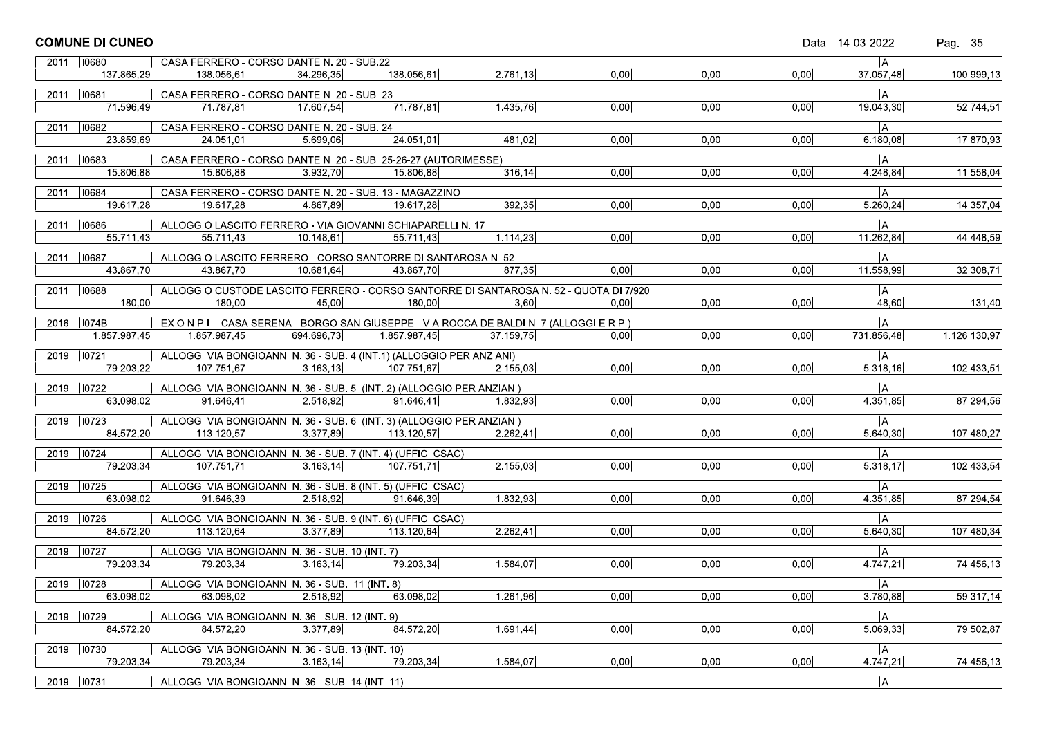**COMUNE DI CUNEO**

| Anno | Codice | Descrizione | | | | | | | Cat. | |
|---|---|---|---|---|---|---|---|---|---|---|
| 2011 | I0680 | CASA FERRERO - CORSO DANTE N. 20 - SUB.22 | | | | | | | A | |
| 137.865,29 | 138.056,61 | 34.296,35 | 138.056,61 | 2.761,13 | 0,00 | 0,00 | 0,00 | | 37.057,48 | 100.999,13 |
| 2011 | I0681 | CASA FERRERO - CORSO DANTE N. 20 - SUB. 23 | | | | | | | A | |
| 71.596,49 | 71.787,81 | 17.607,54 | 71.787,81 | 1.435,76 | 0,00 | 0,00 | 0,00 | | 19.043,30 | 52.744,51 |
| 2011 | I0682 | CASA FERRERO - CORSO DANTE N. 20 - SUB. 24 | | | | | | | A | |
| 23.859,69 | 24.051,01 | 5.699,06 | 24.051,01 | 481,02 | 0,00 | 0,00 | 0,00 | | 6.180,08 | 17.870,93 |
| 2011 | I0683 | CASA FERRERO - CORSO DANTE N. 20 - SUB. 25-26-27 (AUTORIMESSE) | | | | | | | A | |
| 15.806,88 | 15.806,88 | 3.932,70 | 15.806,88 | 316,14 | 0,00 | 0,00 | 0,00 | | 4.248,84 | 11.558,04 |
| 2011 | I0684 | CASA FERRERO - CORSO DANTE N. 20 - SUB. 13 - MAGAZZINO | | | | | | | A | |
| 19.617,28 | 19.617,28 | 4.867,89 | 19.617,28 | 392,35 | 0,00 | 0,00 | 0,00 | | 5.260,24 | 14.357,04 |
| 2011 | I0686 | ALLOGGIO LASCITO FERRERO - VIA GIOVANNI SCHIAPARELLI N. 17 | | | | | | | A | |
| 55.711,43 | 55.711,43 | 10.148,61 | 55.711,43 | 1.114,23 | 0,00 | 0,00 | 0,00 | | 11.262,84 | 44.448,59 |
| 2011 | I0687 | ALLOGGIO LASCITO FERRERO - CORSO SANTORRE DI SANTAROSA N. 52 | | | | | | | A | |
| 43.867,70 | 43.867,70 | 10.681,64 | 43.867,70 | 877,35 | 0,00 | 0,00 | 0,00 | | 11.558,99 | 32.308,71 |
| 2011 | I0688 | ALLOGGIO CUSTODE LASCITO FERRERO - CORSO SANTORRE DI SANTAROSA N. 52 - QUOTA DI 7/920 | | | | | | | A | |
| 180,00 | 180,00 | 45,00 | 180,00 | 3,60 | 0,00 | 0,00 | 0,00 | | 48,60 | 131,40 |
| 2016 | I074B | EX O.N.P.I. - CASA SERENA - BORGO SAN GIUSEPPE - VIA ROCCA DE BALDI N. 7 (ALLOGGI E.R.P.) | | | | | | | A | |
| 1.857.987,45 | 1.857.987,45 | 694.696,73 | 1.857.987,45 | 37.159,75 | 0,00 | 0,00 | 0,00 | | 731.856,48 | 1.126.130,97 |
| 2019 | I0721 | ALLOGGI VIA BONGIOANNI N. 36 - SUB. 4 (INT.1) (ALLOGGIO PER ANZIANI) | | | | | | | A | |
| 79.203,22 | 107.751,67 | 3.163,13 | 107.751,67 | 2.155,03 | 0,00 | 0,00 | 0,00 | | 5.318,16 | 102.433,51 |
| 2019 | I0722 | ALLOGGI VIA BONGIOANNI N. 36 - SUB. 5 (INT. 2) (ALLOGGIO PER ANZIANI) | | | | | | | A | |
| 63.098,02 | 91.646,41 | 2.518,92 | 91.646,41 | 1.832,93 | 0,00 | 0,00 | 0,00 | | 4.351,85 | 87.294,56 |
| 2019 | I0723 | ALLOGGI VIA BONGIOANNI N. 36 - SUB. 6 (INT. 3) (ALLOGGIO PER ANZIANI) | | | | | | | A | |
| 84.572,20 | 113.120,57 | 3.377,89 | 113.120,57 | 2.262,41 | 0,00 | 0,00 | 0,00 | | 5.640,30 | 107.480,27 |
| 2019 | I0724 | ALLOGGI VIA BONGIOANNI N. 36 - SUB. 7 (INT. 4) (UFFICI CSAC) | | | | | | | A | |
| 79.203,34 | 107.751,71 | 3.163,14 | 107.751,71 | 2.155,03 | 0,00 | 0,00 | 0,00 | | 5.318,17 | 102.433,54 |
| 2019 | I0725 | ALLOGGI VIA BONGIOANNI N. 36 - SUB. 8 (INT. 5) (UFFICI CSAC) | | | | | | | A | |
| 63.098,02 | 91.646,39 | 2.518,92 | 91.646,39 | 1.832,93 | 0,00 | 0,00 | 0,00 | | 4.351,85 | 87.294,54 |
| 2019 | I0726 | ALLOGGI VIA BONGIOANNI N. 36 - SUB. 9 (INT. 6) (UFFICI CSAC) | | | | | | | A | |
| 84.572,20 | 113.120,64 | 3.377,89 | 113.120,64 | 2.262,41 | 0,00 | 0,00 | 0,00 | | 5.640,30 | 107.480,34 |
| 2019 | I0727 | ALLOGGI VIA BONGIOANNI N. 36 - SUB. 10 (INT. 7) | | | | | | | A | |
| 79.203,34 | 79.203,34 | 3.163,14 | 79.203,34 | 1.584,07 | 0,00 | 0,00 | 0,00 | | 4.747,21 | 74.456,13 |
| 2019 | I0728 | ALLOGGI VIA BONGIOANNI N. 36 - SUB. 11 (INT. 8) | | | | | | | A | |
| 63.098,02 | 63.098,02 | 2.518,92 | 63.098,02 | 1.261,96 | 0,00 | 0,00 | 0,00 | | 3.780,88 | 59.317,14 |
| 2019 | I0729 | ALLOGGI VIA BONGIOANNI N. 36 - SUB. 12 (INT. 9) | | | | | | | A | |
| 84.572,20 | 84.572,20 | 3.377,89 | 84.572,20 | 1.691,44 | 0,00 | 0,00 | 0,00 | | 5.069,33 | 79.502,87 |
| 2019 | I0730 | ALLOGGI VIA BONGIOANNI N. 36 - SUB. 13 (INT. 10) | | | | | | | A | |
| 79.203,34 | 79.203,34 | 3.163,14 | 79.203,34 | 1.584,07 | 0,00 | 0,00 | 0,00 | | 4.747,21 | 74.456,13 |
| 2019 | I0731 | ALLOGGI VIA BONGIOANNI N. 36 - SUB. 14 (INT. 11) | | | | | | | A | |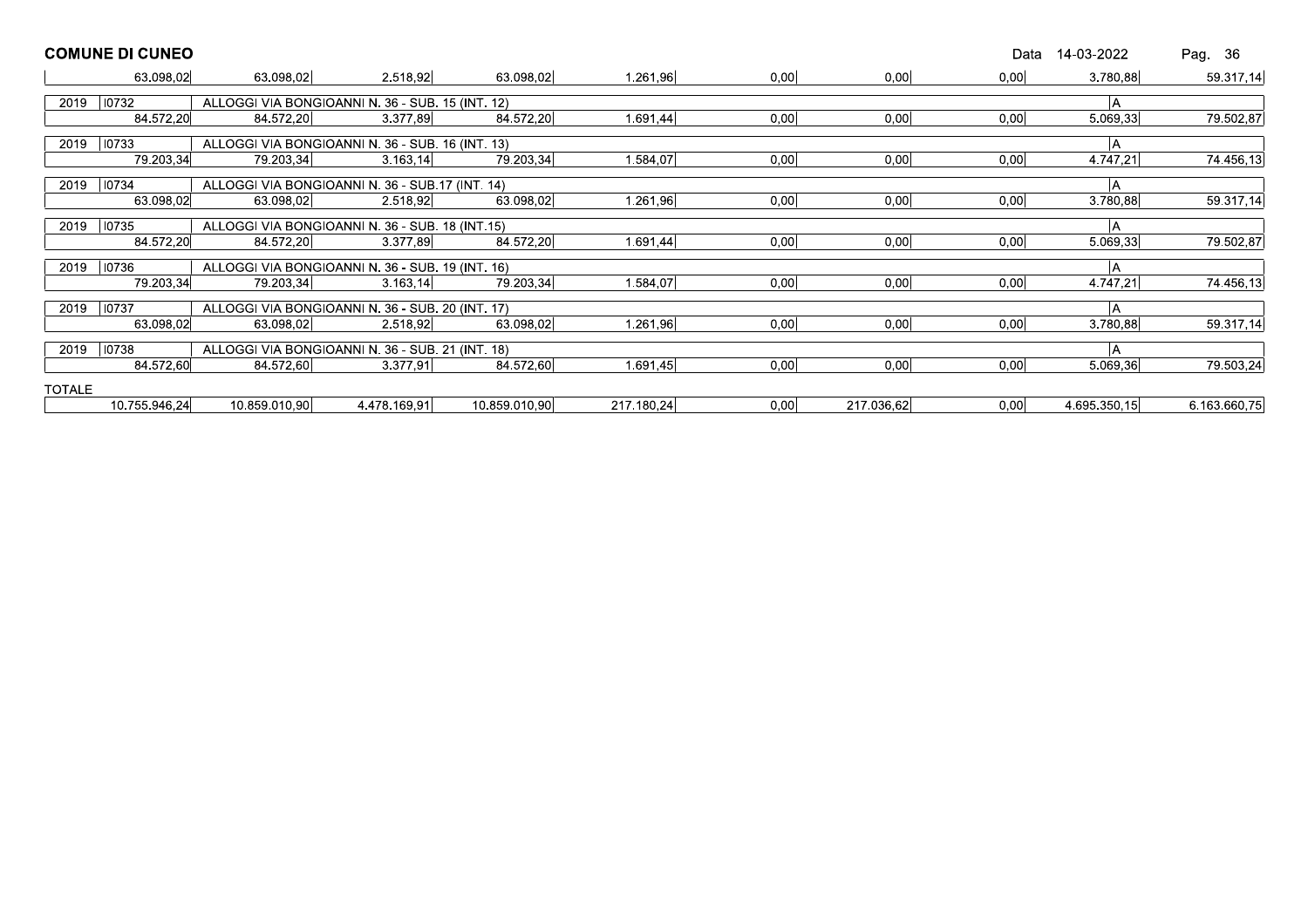## COMUNE DI CUNEO

Data 14-03-2022

| | | | | | | | | | |
|---|---|---|---|---|---|---|---|---|---|
| 63.098,02 | 63.098,02 | 2.518,92 | 63.098,02 | 1.261,96 | 0,00 | 0,00 | 0,00 | 3.780,88 | 59.317,14 |
| 2019 I0732 | ALLOGGI VIA BONGIOANNI N. 36 - SUB. 15 (INT. 12) | | | | | | | A | |
| 84.572,20 | 84.572,20 | 3.377,89 | 84.572,20 | 1.691,44 | 0,00 | 0,00 | 0,00 | 5.069,33 | 79.502,87 |
| 2019 I0733 | ALLOGGI VIA BONGIOANNI N. 36 - SUB. 16 (INT. 13) | | | | | | | A | |
| 79.203,34 | 79.203,34 | 3.163,14 | 79.203,34 | 1.584,07 | 0,00 | 0,00 | 0,00 | 4.747,21 | 74.456,13 |
| 2019 I0734 | ALLOGGI VIA BONGIOANNI N. 36 - SUB.17 (INT. 14) | | | | | | | A | |
| 63.098,02 | 63.098,02 | 2.518,92 | 63.098,02 | 1.261,96 | 0,00 | 0,00 | 0,00 | 3.780,88 | 59.317,14 |
| 2019 I0735 | ALLOGGI VIA BONGIOANNI N. 36 - SUB. 18 (INT.15) | | | | | | | A | |
| 84.572,20 | 84.572,20 | 3.377,89 | 84.572,20 | 1.691,44 | 0,00 | 0,00 | 0,00 | 5.069,33 | 79.502,87 |
| 2019 I0736 | ALLOGGI VIA BONGIOANNI N. 36 - SUB. 19 (INT. 16) | | | | | | | A | |
| 79.203,34 | 79.203,34 | 3.163,14 | 79.203,34 | 1.584,07 | 0,00 | 0,00 | 0,00 | 4.747,21 | 74.456,13 |
| 2019 I0737 | ALLOGGI VIA BONGIOANNI N. 36 - SUB. 20 (INT. 17) | | | | | | | A | |
| 63.098,02 | 63.098,02 | 2.518,92 | 63.098,02 | 1.261,96 | 0,00 | 0,00 | 0,00 | 3.780,88 | 59.317,14 |
| 2019 I0738 | ALLOGGI VIA BONGIOANNI N. 36 - SUB. 21 (INT. 18) | | | | | | | A | |
| 84.572,60 | 84.572,60 | 3.377,91 | 84.572,60 | 1.691,45 | 0,00 | 0,00 | 0,00 | 5.069,36 | 79.503,24 |
| TOTALE | | | | | | | | | |
| 10.755.946,24 | 10.859.010,90 | 4.478.169,91 | 10.859.010,90 | 217.180,24 | 0,00 | 217.036,62 | 0,00 | 4.695.350,15 | 6.163.660,75 |